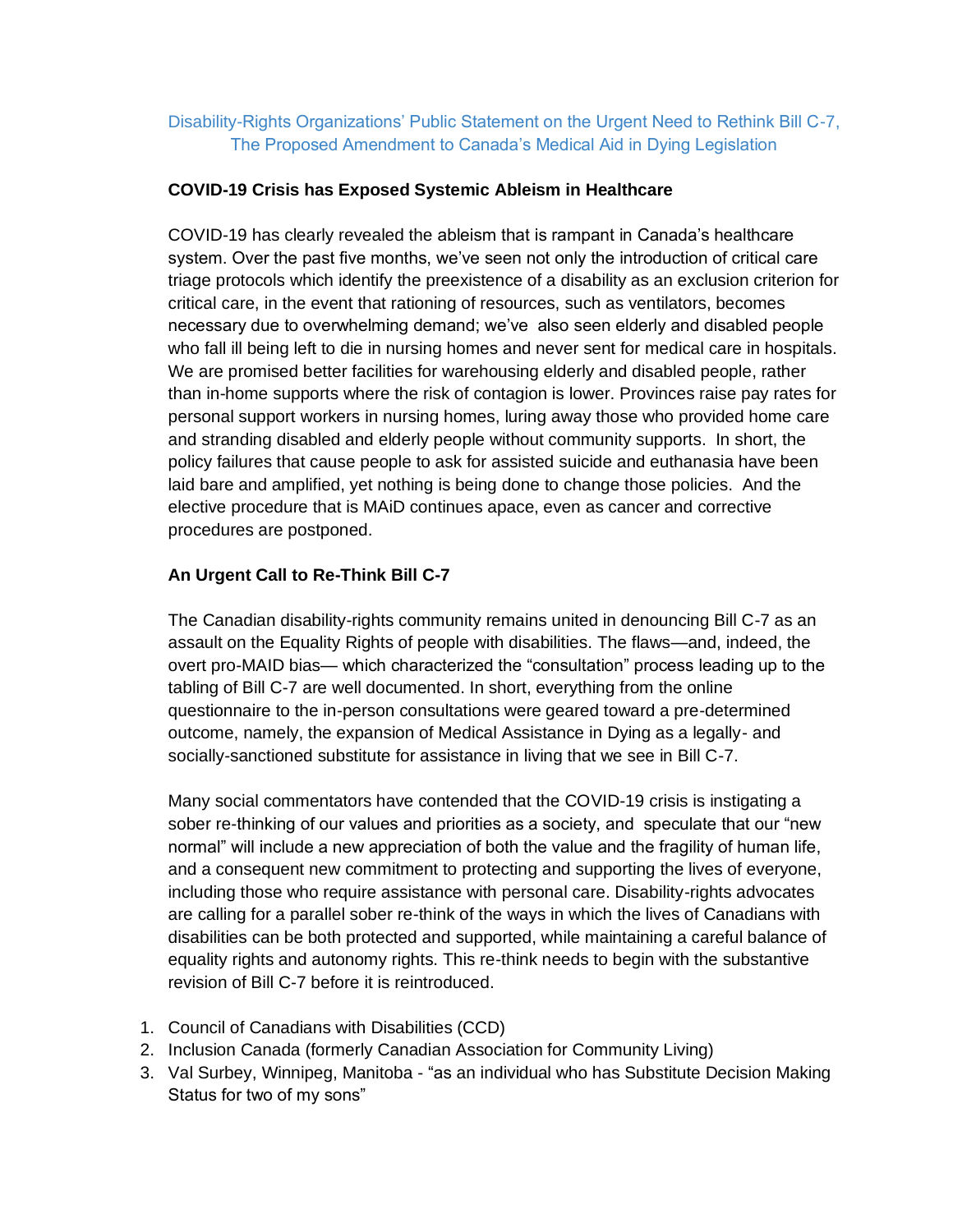# Disability-Rights Organizations' Public Statement on the Urgent Need to Rethink Bill C-7, The Proposed Amendment to Canada's Medical Aid in Dying Legislation

## COVID-19 Crisis has Exposed Systemic Ableism in Healthcare

COVID-19 has clearly revealed the ableism that is rampant in Canada's healthcare system. Over the past five months, we've seen not only the introduction of critical care triage protocols which identify the preexistence of a disability as an exclusion criterion for critical care, in the event that rationing of resources, such as ventilators, becomes necessary due to overwhelming demand; we've also seen elderly and disabled people who fall ill being left to die in nursing homes and never sent for medical care in hospitals. We are promised better facilities for warehousing elderly and disabled people, rather than in-home supports where the risk of contagion is lower. Provinces raise pay rates for personal support workers in nursing homes, luring away those who provided home care and stranding disabled and elderly people without community supports. In short, the policy failures that cause people to ask for assisted suicide and euthanasia have been laid bare and amplified, yet nothing is being done to change those policies. And the elective procedure that is MAiD continues apace, even as cancer and corrective procedures are postponed.

## An Urgent Call to Re-Think Bill C-7

The Canadian disability-rights community remains united in denouncing Bill C-7 as an assault on the Equality Rights of people with disabilities. The flaws—and, indeed, the overt pro-MAID bias— which characterized the "consultation" process leading up to the tabling of Bill C-7 are well documented. In short, everything from the online questionnaire to the in-person consultations were geared toward a pre-determined outcome, namely, the expansion of Medical Assistance in Dying as a legally- and socially-sanctioned substitute for assistance in living that we see in Bill C-7.

Many social commentators have contended that the COVID-19 crisis is instigating a sober re-thinking of our values and priorities as a society, and speculate that our "new normal" will include a new appreciation of both the value and the fragility of human life, and a consequent new commitment to protecting and supporting the lives of everyone, including those who require assistance with personal care. Disability-rights advocates are calling for a parallel sober re-think of the ways in which the lives of Canadians with disabilities can be both protected and supported, while maintaining a careful balance of equality rights and autonomy rights. This re-think needs to begin with the substantive revision of Bill C-7 before it is reintroduced.

1. Council of Canadians with Disabilities (CCD)
2. Inclusion Canada (formerly Canadian Association for Community Living)
3. Val Surbey, Winnipeg, Manitoba - "as an individual who has Substitute Decision Making Status for two of my sons"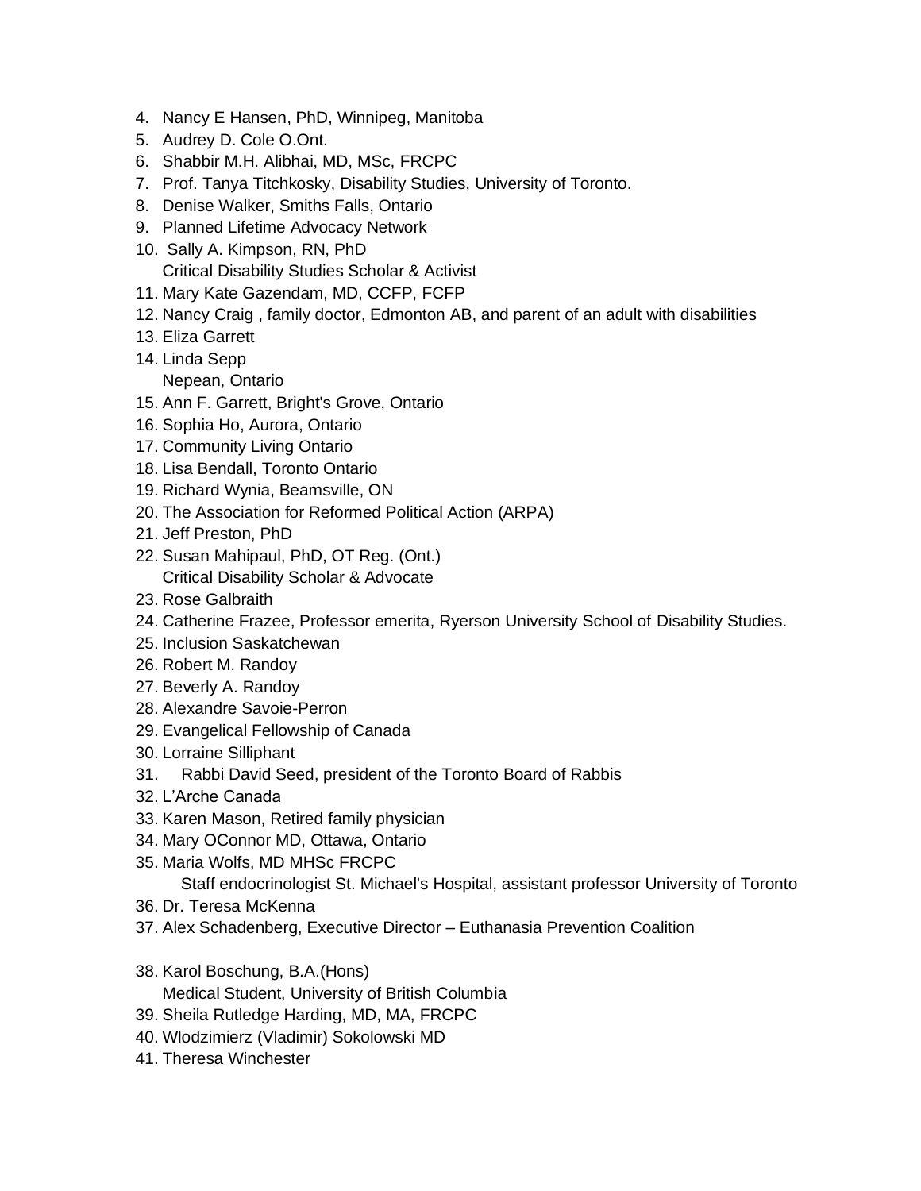4. Nancy E Hansen, PhD, Winnipeg, Manitoba
5. Audrey D. Cole O.Ont.
6. Shabbir M.H. Alibhai, MD, MSc, FRCPC
7. Prof. Tanya Titchkosky, Disability Studies, University of Toronto.
8. Denise Walker, Smiths Falls, Ontario
9. Planned Lifetime Advocacy Network
10. Sally A. Kimpson, RN, PhD
    Critical Disability Studies Scholar & Activist
11. Mary Kate Gazendam, MD, CCFP, FCFP
12. Nancy Craig , family doctor, Edmonton AB, and parent of an adult with disabilities
13. Eliza Garrett
14. Linda Sepp
    Nepean, Ontario
15. Ann F. Garrett, Bright's Grove, Ontario
16. Sophia Ho, Aurora, Ontario
17. Community Living Ontario
18. Lisa Bendall, Toronto Ontario
19. Richard Wynia, Beamsville, ON
20. The Association for Reformed Political Action (ARPA)
21. Jeff Preston, PhD
22. Susan Mahipaul, PhD, OT Reg. (Ont.)
    Critical Disability Scholar & Advocate
23. Rose Galbraith
24. Catherine Frazee, Professor emerita, Ryerson University School of Disability Studies.
25. Inclusion Saskatchewan
26. Robert M. Randoy
27. Beverly A. Randoy
28. Alexandre Savoie-Perron
29. Evangelical Fellowship of Canada
30. Lorraine Silliphant
31. Rabbi David Seed, president of the Toronto Board of Rabbis
32. L'Arche Canada
33. Karen Mason, Retired family physician
34. Mary OConnor MD, Ottawa, Ontario
35. Maria Wolfs, MD MHSc FRCPC
    Staff endocrinologist St. Michael's Hospital, assistant professor University of Toronto
36. Dr. Teresa McKenna
37. Alex Schadenberg, Executive Director – Euthanasia Prevention Coalition
38. Karol Boschung, B.A.(Hons)
    Medical Student, University of British Columbia
39. Sheila Rutledge Harding, MD, MA, FRCPC
40. Wlodzimierz (Vladimir) Sokolowski MD
41. Theresa Winchester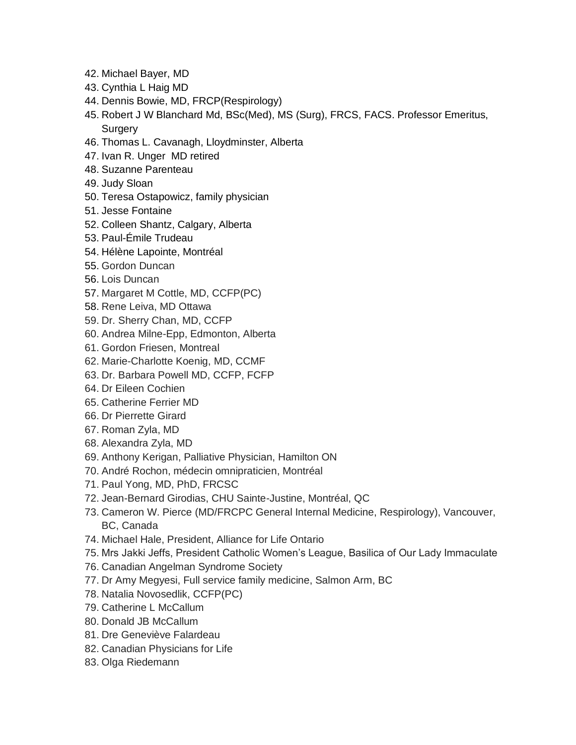42. Michael Bayer, MD
43. Cynthia L Haig MD
44. Dennis Bowie, MD, FRCP(Respirology)
45. Robert J W Blanchard Md, BSc(Med), MS (Surg), FRCS, FACS. Professor Emeritus, Surgery
46. Thomas L. Cavanagh, Lloydminster, Alberta
47. Ivan R. Unger MD retired
48. Suzanne Parenteau
49. Judy Sloan
50. Teresa Ostapowicz, family physician
51. Jesse Fontaine
52. Colleen Shantz, Calgary, Alberta
53. Paul-Émile Trudeau
54. Hélène Lapointe, Montréal
55. Gordon Duncan
56. Lois Duncan
57. Margaret M Cottle, MD, CCFP(PC)
58. Rene Leiva, MD Ottawa
59. Dr. Sherry Chan, MD, CCFP
60. Andrea Milne-Epp, Edmonton, Alberta
61. Gordon Friesen, Montreal
62. Marie-Charlotte Koenig, MD, CCMF
63. Dr. Barbara Powell MD, CCFP, FCFP
64. Dr Eileen Cochien
65. Catherine Ferrier MD
66. Dr Pierrette Girard
67. Roman Zyla, MD
68. Alexandra Zyla, MD
69. Anthony Kerigan, Palliative Physician, Hamilton ON
70. André Rochon, médecin omnipraticien, Montréal
71. Paul Yong, MD, PhD, FRCSC
72. Jean-Bernard Girodias, CHU Sainte-Justine, Montréal, QC
73. Cameron W. Pierce (MD/FRCPC General Internal Medicine, Respirology), Vancouver, BC, Canada
74. Michael Hale, President, Alliance for Life Ontario
75. Mrs Jakki Jeffs, President Catholic Women's League, Basilica of Our Lady Immaculate
76. Canadian Angelman Syndrome Society
77. Dr Amy Megyesi, Full service family medicine, Salmon Arm, BC
78. Natalia Novosedlik, CCFP(PC)
79. Catherine L McCallum
80. Donald JB McCallum
81. Dre Geneviève Falardeau
82. Canadian Physicians for Life
83. Olga Riedemann